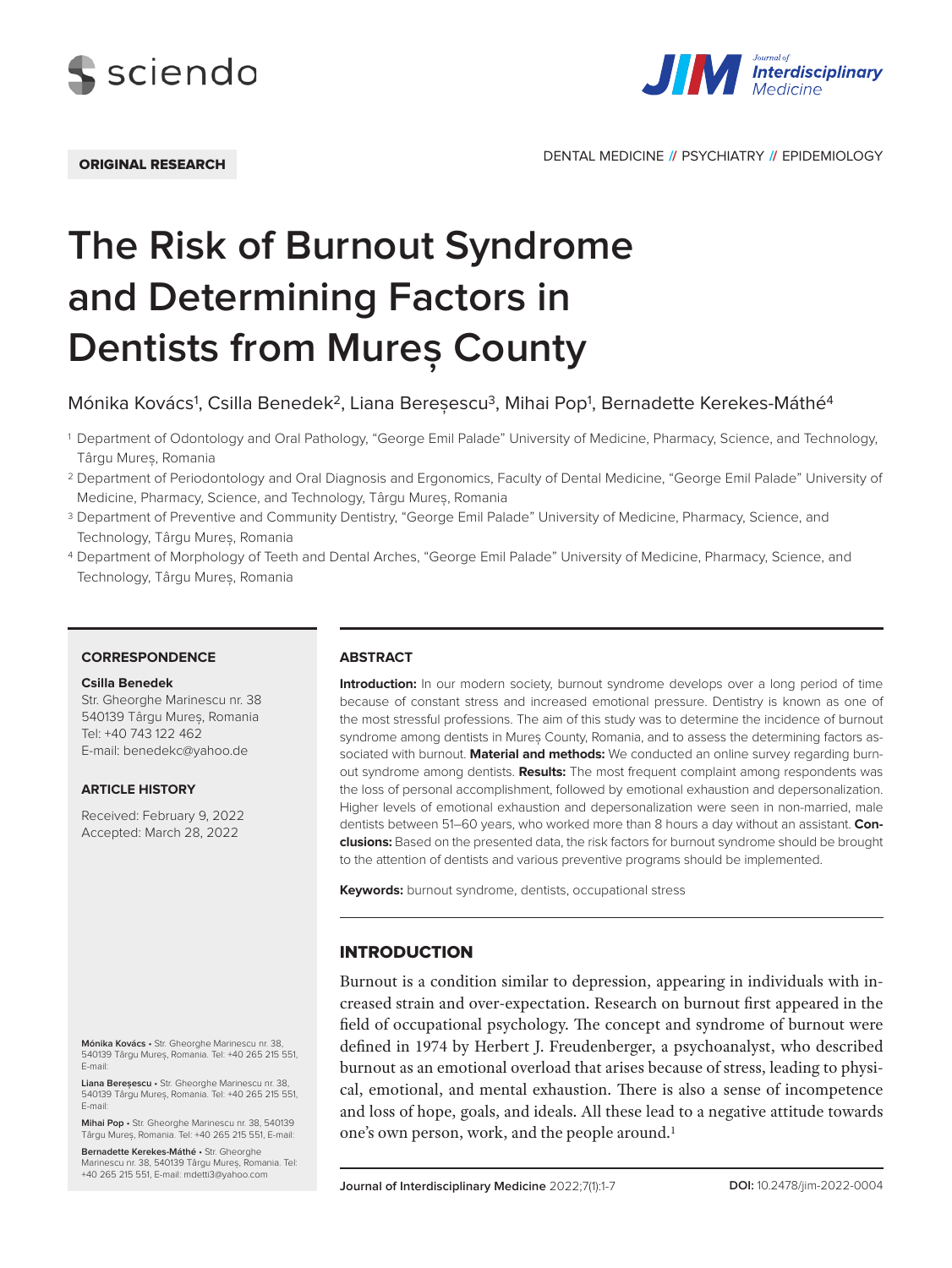ORIGINAL RESEARCH

DENTAL MEDICINE // PSYCHIATRY // EPIDEMIOLOGY

# The Risk of Burnout Syndrome and Determining Factors in Dentists from Mureș County

Mónika Kovács[1], Csilla Benedek[2], Liana Bereșescu[3], Mihai Pop[1], Bernadette Kerekes-Máthé[4]

[1] Department of Odontology and Oral Pathology, "George Emil Palade" University of Medicine, Pharmacy, Science, and Technology, Târgu Mureș, Romania

[2] Department of Periodontology and Oral Diagnosis and Ergonomics, Faculty of Dental Medicine, "George Emil Palade" University of Medicine, Pharmacy, Science, and Technology, Târgu Mureș, Romania

[3] Department of Preventive and Community Dentistry, "George Emil Palade" University of Medicine, Pharmacy, Science, and Technology, Târgu Mureș, Romania

[4] Department of Morphology of Teeth and Dental Arches, "George Emil Palade" University of Medicine, Pharmacy, Science, and Technology, Târgu Mureș, Romania

**CORRESPONDENCE**

**Csilla Benedek**
Str. Gheorghe Marinescu nr. 38
540139 Târgu Mureș, Romania
Tel: +40 743 122 462
E-mail: benedekc@yahoo.de

**ARTICLE HISTORY**

Received: February 9, 2022
Accepted: March 28, 2022

**Mónika Kovács** • Str. Gheorghe Marinescu nr. 38, 540139 Târgu Mureș, Romania. Tel: +40 265 215 551, E-mail:

**Liana Bereșescu** • Str. Gheorghe Marinescu nr. 38, 540139 Târgu Mureș, Romania. Tel: +40 265 215 551, E-mail:

**Mihai Pop** • Str. Gheorghe Marinescu nr. 38, 540139 Târgu Mureș, Romania. Tel: +40 265 215 551, E-mail:

**Bernadette Kerekes-Máthé** • Str. Gheorghe Marinescu nr. 38, 540139 Târgu Mureș, Romania. Tel: +40 265 215 551, E-mail: mdetti3@yahoo.com

**ABSTRACT**

**Introduction:** In our modern society, burnout syndrome develops over a long period of time because of constant stress and increased emotional pressure. Dentistry is known as one of the most stressful professions. The aim of this study was to determine the incidence of burnout syndrome among dentists in Mureș County, Romania, and to assess the determining factors associated with burnout. **Material and methods:** We conducted an online survey regarding burnout syndrome among dentists. **Results:** The most frequent complaint among respondents was the loss of personal accomplishment, followed by emotional exhaustion and depersonalization. Higher levels of emotional exhaustion and depersonalization were seen in non-married, male dentists between 51–60 years, who worked more than 8 hours a day without an assistant. **Conclusions:** Based on the presented data, the risk factors for burnout syndrome should be brought to the attention of dentists and various preventive programs should be implemented.

**Keywords:** burnout syndrome, dentists, occupational stress

## INTRODUCTION

Burnout is a condition similar to depression, appearing in individuals with increased strain and over-expectation. Research on burnout first appeared in the field of occupational psychology. The concept and syndrome of burnout were defined in 1974 by Herbert J. Freudenberger, a psychoanalyst, who described burnout as an emotional overload that arises because of stress, leading to physical, emotional, and mental exhaustion. There is also a sense of incompetence and loss of hope, goals, and ideals. All these lead to a negative attitude towards one's own person, work, and the people around.[1]

DOI: 10.2478/jim-2022-0004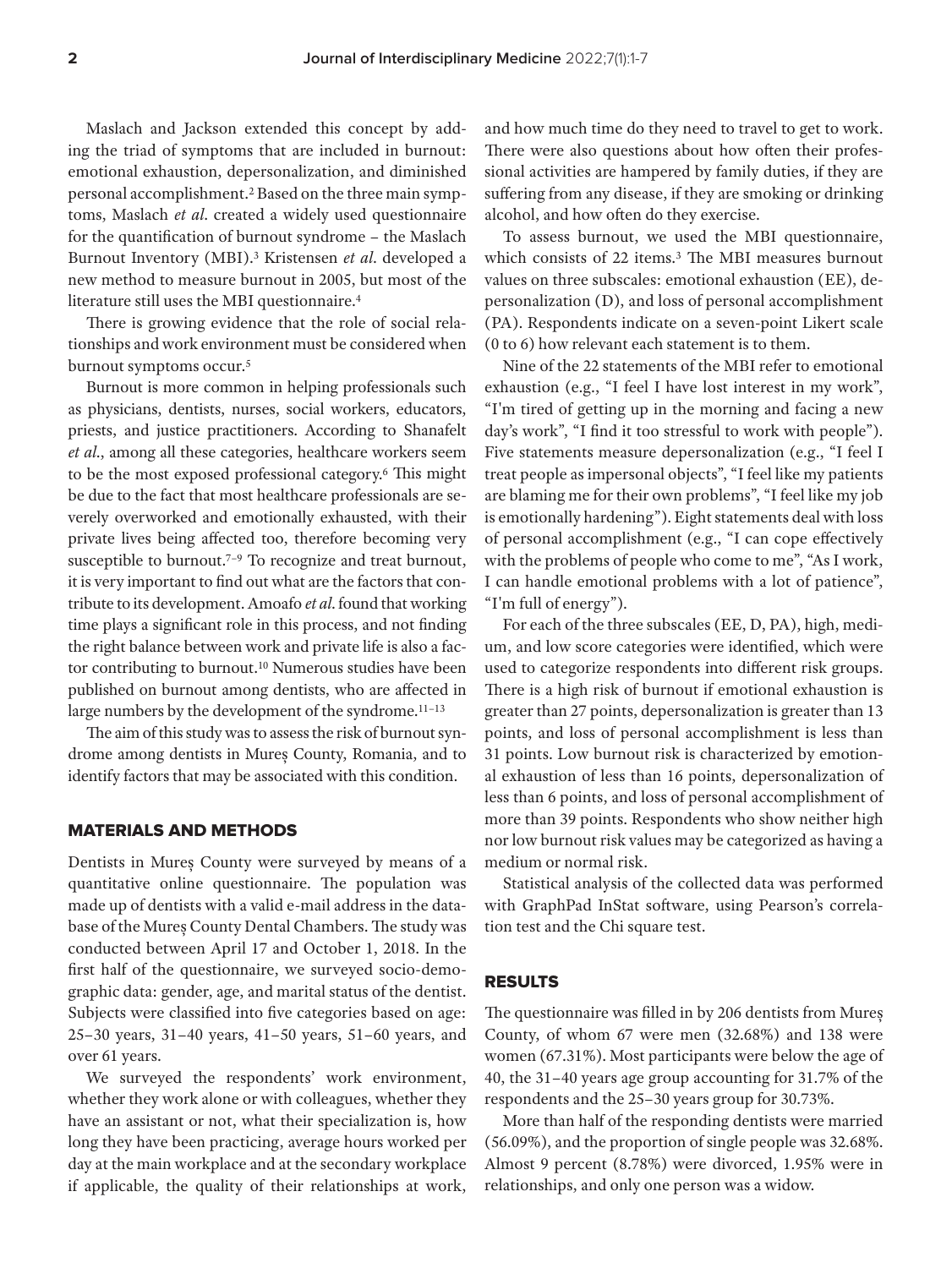Maslach and Jackson extended this concept by adding the triad of symptoms that are included in burnout: emotional exhaustion, depersonalization, and diminished personal accomplishment.[2] Based on the three main symptoms, Maslach *et al*. created a widely used questionnaire for the quantification of burnout syndrome – the Maslach Burnout Inventory (MBI).[3] Kristensen *et al*. developed a new method to measure burnout in 2005, but most of the literature still uses the MBI questionnaire.[4]

There is growing evidence that the role of social relationships and work environment must be considered when burnout symptoms occur.[5]

Burnout is more common in helping professionals such as physicians, dentists, nurses, social workers, educators, priests, and justice practitioners. According to Shanafelt *et al*., among all these categories, healthcare workers seem to be the most exposed professional category.[6] This might be due to the fact that most healthcare professionals are severely overworked and emotionally exhausted, with their private lives being affected too, therefore becoming very susceptible to burnout.[7–9] To recognize and treat burnout, it is very important to find out what are the factors that contribute to its development. Amoafo *et al*. found that working time plays a significant role in this process, and not finding the right balance between work and private life is also a factor contributing to burnout.[10] Numerous studies have been published on burnout among dentists, who are affected in large numbers by the development of the syndrome.[11–13]

The aim of this study was to assess the risk of burnout syndrome among dentists in Mureș County, Romania, and to identify factors that may be associated with this condition.

## MATERIALS AND METHODS

Dentists in Mureș County were surveyed by means of a quantitative online questionnaire. The population was made up of dentists with a valid e-mail address in the database of the Mureș County Dental Chambers. The study was conducted between April 17 and October 1, 2018. In the first half of the questionnaire, we surveyed socio-demographic data: gender, age, and marital status of the dentist. Subjects were classified into five categories based on age: 25–30 years, 31–40 years, 41–50 years, 51–60 years, and over 61 years.

We surveyed the respondents' work environment, whether they work alone or with colleagues, whether they have an assistant or not, what their specialization is, how long they have been practicing, average hours worked per day at the main workplace and at the secondary workplace if applicable, the quality of their relationships at work, and how much time do they need to travel to get to work. There were also questions about how often their professional activities are hampered by family duties, if they are suffering from any disease, if they are smoking or drinking alcohol, and how often do they exercise.

To assess burnout, we used the MBI questionnaire, which consists of 22 items.[3] The MBI measures burnout values on three subscales: emotional exhaustion (EE), depersonalization (D), and loss of personal accomplishment (PA). Respondents indicate on a seven-point Likert scale (0 to 6) how relevant each statement is to them.

Nine of the 22 statements of the MBI refer to emotional exhaustion (e.g., "I feel I have lost interest in my work", "I'm tired of getting up in the morning and facing a new day's work", "I find it too stressful to work with people"). Five statements measure depersonalization (e.g., "I feel I treat people as impersonal objects", "I feel like my patients are blaming me for their own problems", "I feel like my job is emotionally hardening"). Eight statements deal with loss of personal accomplishment (e.g., "I can cope effectively with the problems of people who come to me", "As I work, I can handle emotional problems with a lot of patience", "I'm full of energy").

For each of the three subscales (EE, D, PA), high, medium, and low score categories were identified, which were used to categorize respondents into different risk groups. There is a high risk of burnout if emotional exhaustion is greater than 27 points, depersonalization is greater than 13 points, and loss of personal accomplishment is less than 31 points. Low burnout risk is characterized by emotional exhaustion of less than 16 points, depersonalization of less than 6 points, and loss of personal accomplishment of more than 39 points. Respondents who show neither high nor low burnout risk values may be categorized as having a medium or normal risk.

Statistical analysis of the collected data was performed with GraphPad InStat software, using Pearson's correlation test and the Chi square test.

## RESULTS

The questionnaire was filled in by 206 dentists from Mureș County, of whom 67 were men (32.68%) and 138 were women (67.31%). Most participants were below the age of 40, the 31–40 years age group accounting for 31.7% of the respondents and the 25–30 years group for 30.73%.

More than half of the responding dentists were married (56.09%), and the proportion of single people was 32.68%. Almost 9 percent (8.78%) were divorced, 1.95% were in relationships, and only one person was a widow.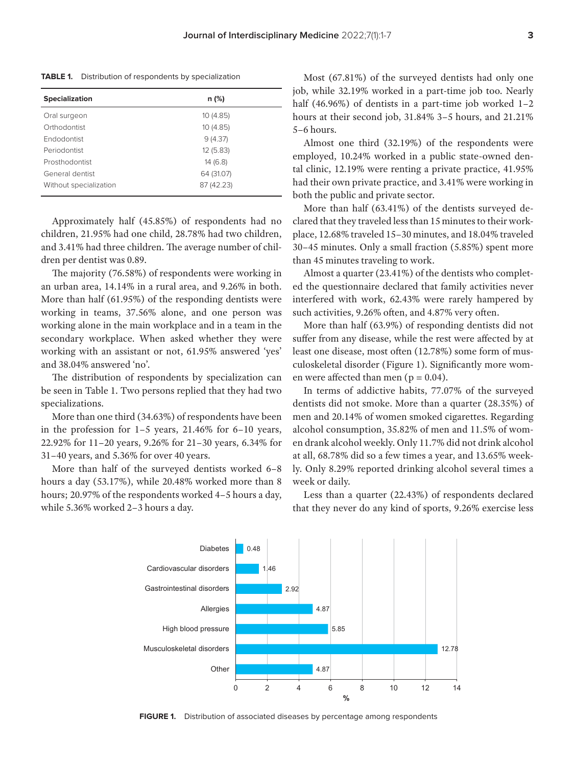**TABLE 1.** Distribution of respondents by specialization

| Specialization | n (%) |
|---|---|
| Oral surgeon | 10 (4.85) |
| Orthodontist | 10 (4.85) |
| Endodontist | 9 (4.37) |
| Periodontist | 12 (5.83) |
| Prosthodontist | 14 (6.8) |
| General dentist | 64 (31.07) |
| Without specialization | 87 (42.23) |

Approximately half (45.85%) of respondents had no children, 21.95% had one child, 28.78% had two children, and 3.41% had three children. The average number of children per dentist was 0.89.

The majority (76.58%) of respondents were working in an urban area, 14.14% in a rural area, and 9.26% in both. More than half (61.95%) of the responding dentists were working in teams, 37.56% alone, and one person was working alone in the main workplace and in a team in the secondary workplace. When asked whether they were working with an assistant or not, 61.95% answered 'yes' and 38.04% answered 'no'.

The distribution of respondents by specialization can be seen in Table 1. Two persons replied that they had two specializations.

More than one third (34.63%) of respondents have been in the profession for 1–5 years, 21.46% for 6–10 years, 22.92% for 11–20 years, 9.26% for 21–30 years, 6.34% for 31–40 years, and 5.36% for over 40 years.

More than half of the surveyed dentists worked 6–8 hours a day (53.17%), while 20.48% worked more than 8 hours; 20.97% of the respondents worked 4–5 hours a day, while 5.36% worked 2–3 hours a day.

Most (67.81%) of the surveyed dentists had only one job, while 32.19% worked in a part-time job too. Nearly half (46.96%) of dentists in a part-time job worked 1–2 hours at their second job, 31.84% 3–5 hours, and 21.21% 5–6 hours.

Almost one third (32.19%) of the respondents were employed, 10.24% worked in a public state-owned dental clinic, 12.19% were renting a private practice, 41.95% had their own private practice, and 3.41% were working in both the public and private sector.

More than half (63.41%) of the dentists surveyed declared that they traveled less than 15 minutes to their workplace, 12.68% traveled 15–30 minutes, and 18.04% traveled 30–45 minutes. Only a small fraction (5.85%) spent more than 45 minutes traveling to work.

Almost a quarter (23.41%) of the dentists who completed the questionnaire declared that family activities never interfered with work, 62.43% were rarely hampered by such activities, 9.26% often, and 4.87% very often.

More than half (63.9%) of responding dentists did not suffer from any disease, while the rest were affected by at least one disease, most often (12.78%) some form of musculoskeletal disorder (Figure 1). Significantly more women were affected than men ($p = 0.04$).

In terms of addictive habits, 77.07% of the surveyed dentists did not smoke. More than a quarter (28.35%) of men and 20.14% of women smoked cigarettes. Regarding alcohol consumption, 35.82% of men and 11.5% of women drank alcohol weekly. Only 11.7% did not drink alcohol at all, 68.78% did so a few times a year, and 13.65% weekly. Only 8.29% reported drinking alcohol several times a week or daily.

Less than a quarter (22.43%) of respondents declared that they never do any kind of sports, 9.26% exercise less

Diabetes 0.48
Cardiovascular disorders 1.46
Gastrointestinal disorders 2.92
Allergies 4.87
High blood pressure 5.85
Musculoskeletal disorders 12.78
Other 4.87
0 2 4 6 8 10 12 14
%

**FIGURE 1.** Distribution of associated diseases by percentage among respondents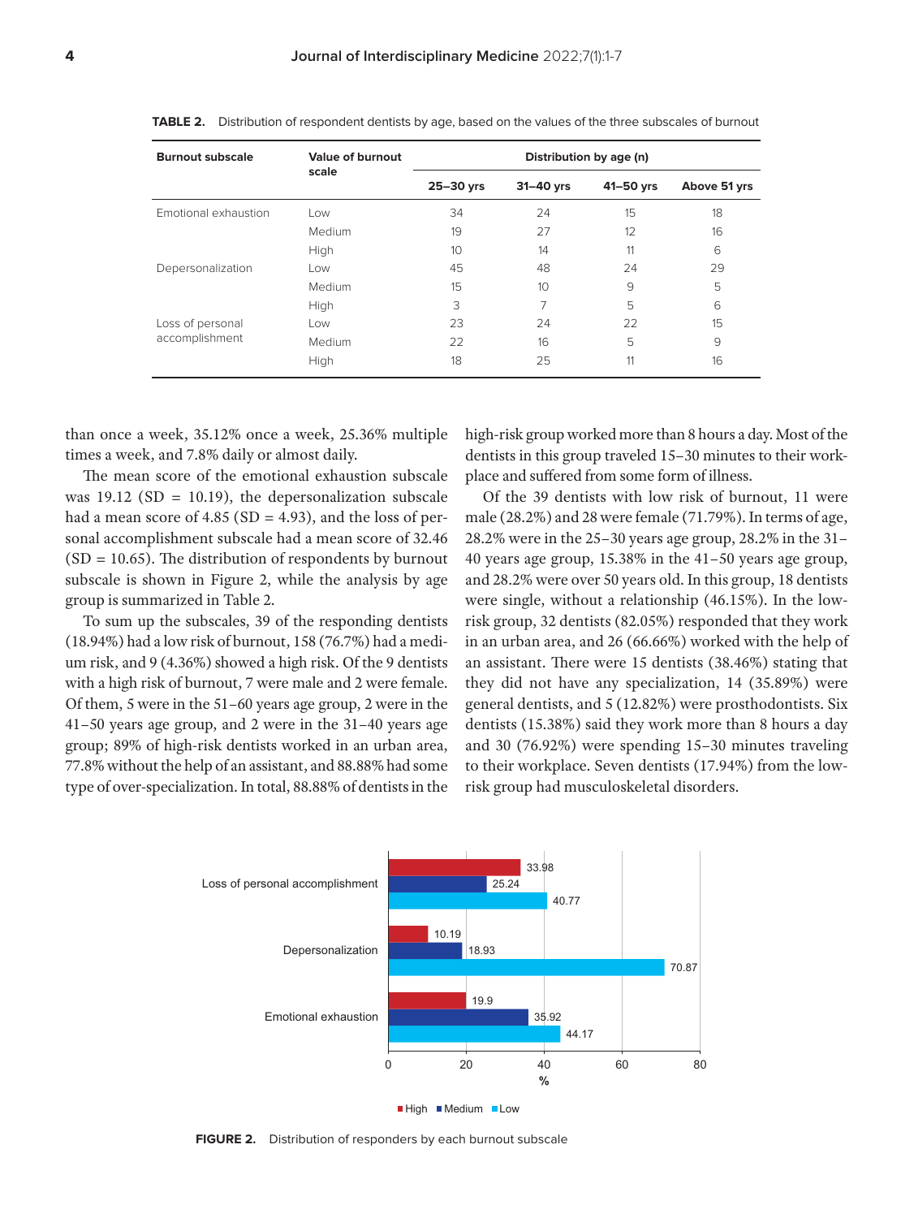TABLE 2. Distribution of respondent dentists by age, based on the values of the three subscales of burnout

| Burnout subscale | Value of burnout scale | Distribution by age (n) | | | |
|---|---|---|---|---|---|
| | | 25–30 yrs | 31–40 yrs | 41–50 yrs | Above 51 yrs |
| Emotional exhaustion | Low | 34 | 24 | 15 | 18 |
| | Medium | 19 | 27 | 12 | 16 |
| | High | 10 | 14 | 11 | 6 |
| Depersonalization | Low | 45 | 48 | 24 | 29 |
| | Medium | 15 | 10 | 9 | 5 |
| | High | 3 | 7 | 5 | 6 |
| Loss of personal accomplishment | Low | 23 | 24 | 22 | 15 |
| | Medium | 22 | 16 | 5 | 9 |
| | High | 18 | 25 | 11 | 16 |

than once a week, 35.12% once a week, 25.36% multiple times a week, and 7.8% daily or almost daily.

The mean score of the emotional exhaustion subscale was 19.12 (SD = 10.19), the depersonalization subscale had a mean score of 4.85 (SD = 4.93), and the loss of personal accomplishment subscale had a mean score of 32.46 (SD = 10.65). The distribution of respondents by burnout subscale is shown in Figure 2, while the analysis by age group is summarized in Table 2.

To sum up the subscales, 39 of the responding dentists (18.94%) had a low risk of burnout, 158 (76.7%) had a medium risk, and 9 (4.36%) showed a high risk. Of the 9 dentists with a high risk of burnout, 7 were male and 2 were female. Of them, 5 were in the 51–60 years age group, 2 were in the 41–50 years age group, and 2 were in the 31–40 years age group; 89% of high-risk dentists worked in an urban area, 77.8% without the help of an assistant, and 88.88% had some type of over-specialization. In total, 88.88% of dentists in the high-risk group worked more than 8 hours a day. Most of the dentists in this group traveled 15–30 minutes to their workplace and suffered from some form of illness.

Of the 39 dentists with low risk of burnout, 11 were male (28.2%) and 28 were female (71.79%). In terms of age, 28.2% were in the 25–30 years age group, 28.2% in the 31–40 years age group, 15.38% in the 41–50 years age group, and 28.2% were over 50 years old. In this group, 18 dentists were single, without a relationship (46.15%). In the low-risk group, 32 dentists (82.05%) responded that they work in an urban area, and 26 (66.66%) worked with the help of an assistant. There were 15 dentists (38.46%) stating that they did not have any specialization, 14 (35.89%) were general dentists, and 5 (12.82%) were prosthodontists. Six dentists (15.38%) said they work more than 8 hours a day and 30 (76.92%) were spending 15–30 minutes traveling to their workplace. Seven dentists (17.94%) from the low-risk group had musculoskeletal disorders.

Loss of personal accomplishment
33.98
25.24
40.77
Depersonalization
10.19
18.93
70.87
Emotional exhaustion
19.9
35.92
44.17
0
20
40
60
80
%
High Medium Low

FIGURE 2. Distribution of responders by each burnout subscale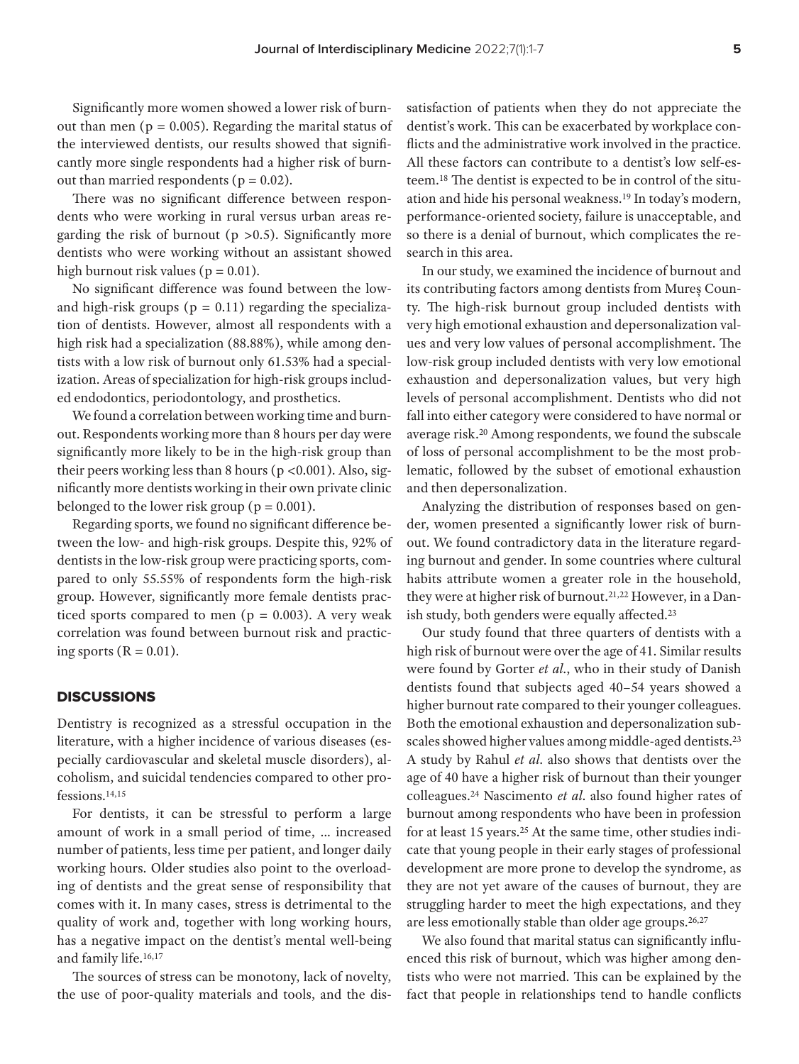Significantly more women showed a lower risk of burnout than men ($p = 0.005$). Regarding the marital status of the interviewed dentists, our results showed that significantly more single respondents had a higher risk of burnout than married respondents ($p = 0.02$).

There was no significant difference between respondents who were working in rural versus urban areas regarding the risk of burnout ($p > 0.5$). Significantly more dentists who were working without an assistant showed high burnout risk values ($p = 0.01$).

No significant difference was found between the low- and high-risk groups ($p = 0.11$) regarding the specialization of dentists. However, almost all respondents with a high risk had a specialization (88.88%), while among dentists with a low risk of burnout only 61.53% had a specialization. Areas of specialization for high-risk groups included endodontics, periodontology, and prosthetics.

We found a correlation between working time and burnout. Respondents working more than 8 hours per day were significantly more likely to be in the high-risk group than their peers working less than 8 hours ($p < 0.001$). Also, significantly more dentists working in their own private clinic belonged to the lower risk group ($p = 0.001$).

Regarding sports, we found no significant difference between the low- and high-risk groups. Despite this, 92% of dentists in the low-risk group were practicing sports, compared to only 55.55% of respondents form the high-risk group. However, significantly more female dentists practiced sports compared to men ($p = 0.003$). A very weak correlation was found between burnout risk and practicing sports ($R = 0.01$).

## DISCUSSIONS

Dentistry is recognized as a stressful occupation in the literature, with a higher incidence of various diseases (especially cardiovascular and skeletal muscle disorders), alcoholism, and suicidal tendencies compared to other professions.[14,15]

For dentists, it can be stressful to perform a large amount of work in a small period of time, ... increased number of patients, less time per patient, and longer daily working hours. Older studies also point to the overloading of dentists and the great sense of responsibility that comes with it. In many cases, stress is detrimental to the quality of work and, together with long working hours, has a negative impact on the dentist's mental well-being and family life.[16,17]

The sources of stress can be monotony, lack of novelty, the use of poor-quality materials and tools, and the dissatisfaction of patients when they do not appreciate the dentist's work. This can be exacerbated by workplace conflicts and the administrative work involved in the practice. All these factors can contribute to a dentist's low self-esteem.[18] The dentist is expected to be in control of the situation and hide his personal weakness.[19] In today's modern, performance-oriented society, failure is unacceptable, and so there is a denial of burnout, which complicates the research in this area.

In our study, we examined the incidence of burnout and its contributing factors among dentists from Mureș County. The high-risk burnout group included dentists with very high emotional exhaustion and depersonalization values and very low values of personal accomplishment. The low-risk group included dentists with very low emotional exhaustion and depersonalization values, but very high levels of personal accomplishment. Dentists who did not fall into either category were considered to have normal or average risk.[20] Among respondents, we found the subscale of loss of personal accomplishment to be the most problematic, followed by the subset of emotional exhaustion and then depersonalization.

Analyzing the distribution of responses based on gender, women presented a significantly lower risk of burnout. We found contradictory data in the literature regarding burnout and gender. In some countries where cultural habits attribute women a greater role in the household, they were at higher risk of burnout.[21,22] However, in a Danish study, both genders were equally affected.[23]

Our study found that three quarters of dentists with a high risk of burnout were over the age of 41. Similar results were found by Gorter *et al.*, who in their study of Danish dentists found that subjects aged 40–54 years showed a higher burnout rate compared to their younger colleagues. Both the emotional exhaustion and depersonalization subscales showed higher values among middle-aged dentists.[23] A study by Rahul *et al.* also shows that dentists over the age of 40 have a higher risk of burnout than their younger colleagues.[24] Nascimento *et al.* also found higher rates of burnout among respondents who have been in profession for at least 15 years.[25] At the same time, other studies indicate that young people in their early stages of professional development are more prone to develop the syndrome, as they are not yet aware of the causes of burnout, they are struggling harder to meet the high expectations, and they are less emotionally stable than older age groups.[26,27]

We also found that marital status can significantly influenced this risk of burnout, which was higher among dentists who were not married. This can be explained by the fact that people in relationships tend to handle conflicts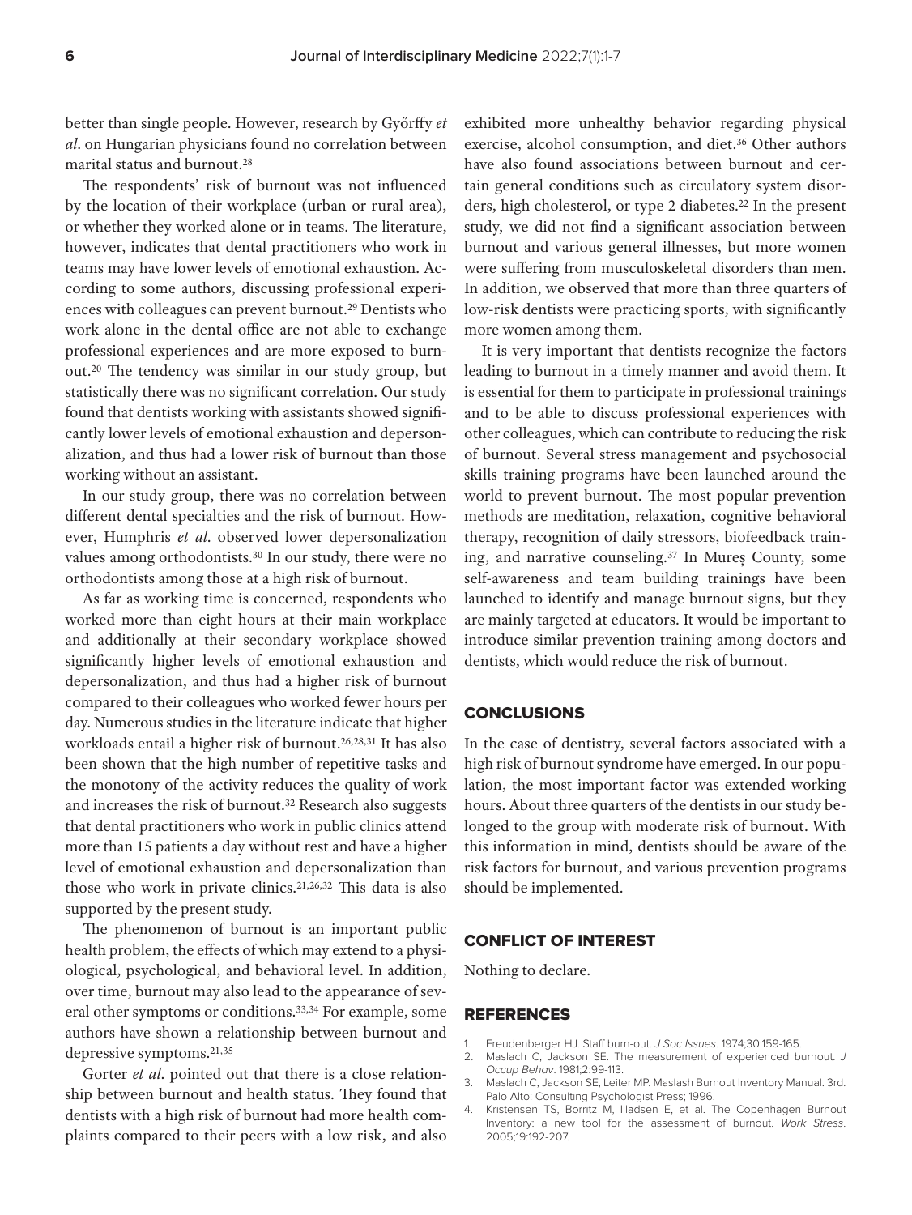better than single people. However, research by Győrffy *et al*. on Hungarian physicians found no correlation between marital status and burnout.[28]

The respondents' risk of burnout was not influenced by the location of their workplace (urban or rural area), or whether they worked alone or in teams. The literature, however, indicates that dental practitioners who work in teams may have lower levels of emotional exhaustion. According to some authors, discussing professional experiences with colleagues can prevent burnout.[29] Dentists who work alone in the dental office are not able to exchange professional experiences and are more exposed to burnout.[20] The tendency was similar in our study group, but statistically there was no significant correlation. Our study found that dentists working with assistants showed significantly lower levels of emotional exhaustion and depersonalization, and thus had a lower risk of burnout than those working without an assistant.

In our study group, there was no correlation between different dental specialties and the risk of burnout. However, Humphris *et al*. observed lower depersonalization values among orthodontists.[30] In our study, there were no orthodontists among those at a high risk of burnout.

As far as working time is concerned, respondents who worked more than eight hours at their main workplace and additionally at their secondary workplace showed significantly higher levels of emotional exhaustion and depersonalization, and thus had a higher risk of burnout compared to their colleagues who worked fewer hours per day. Numerous studies in the literature indicate that higher workloads entail a higher risk of burnout.[26,28,31] It has also been shown that the high number of repetitive tasks and the monotony of the activity reduces the quality of work and increases the risk of burnout.[32] Research also suggests that dental practitioners who work in public clinics attend more than 15 patients a day without rest and have a higher level of emotional exhaustion and depersonalization than those who work in private clinics.[21,26,32] This data is also supported by the present study.

The phenomenon of burnout is an important public health problem, the effects of which may extend to a physiological, psychological, and behavioral level. In addition, over time, burnout may also lead to the appearance of several other symptoms or conditions.[33,34] For example, some authors have shown a relationship between burnout and depressive symptoms.[21,35]

Gorter *et al*. pointed out that there is a close relationship between burnout and health status. They found that dentists with a high risk of burnout had more health complaints compared to their peers with a low risk, and also exhibited more unhealthy behavior regarding physical exercise, alcohol consumption, and diet.[36] Other authors have also found associations between burnout and certain general conditions such as circulatory system disorders, high cholesterol, or type 2 diabetes.[22] In the present study, we did not find a significant association between burnout and various general illnesses, but more women were suffering from musculoskeletal disorders than men. In addition, we observed that more than three quarters of low-risk dentists were practicing sports, with significantly more women among them.

It is very important that dentists recognize the factors leading to burnout in a timely manner and avoid them. It is essential for them to participate in professional trainings and to be able to discuss professional experiences with other colleagues, which can contribute to reducing the risk of burnout. Several stress management and psychosocial skills training programs have been launched around the world to prevent burnout. The most popular prevention methods are meditation, relaxation, cognitive behavioral therapy, recognition of daily stressors, biofeedback training, and narrative counseling.[37] In Mureș County, some self-awareness and team building trainings have been launched to identify and manage burnout signs, but they are mainly targeted at educators. It would be important to introduce similar prevention training among doctors and dentists, which would reduce the risk of burnout.

## CONCLUSIONS

In the case of dentistry, several factors associated with a high risk of burnout syndrome have emerged. In our population, the most important factor was extended working hours. About three quarters of the dentists in our study belonged to the group with moderate risk of burnout. With this information in mind, dentists should be aware of the risk factors for burnout, and various prevention programs should be implemented.

## CONFLICT OF INTEREST

Nothing to declare.

## REFERENCES

1. Freudenberger HJ. Staff burn-out. *J Soc Issues*. 1974;30:159-165.
2. Maslach C, Jackson SE. The measurement of experienced burnout. *J Occup Behav*. 1981;2:99-113.
3. Maslach C, Jackson SE, Leiter MP. Maslash Burnout Inventory Manual. 3rd. Palo Alto: Consulting Psychologist Press; 1996.
4. Kristensen TS, Borritz M, Illadsen E, et al. The Copenhagen Burnout Inventory: a new tool for the assessment of burnout. *Work Stress*. 2005;19:192-207.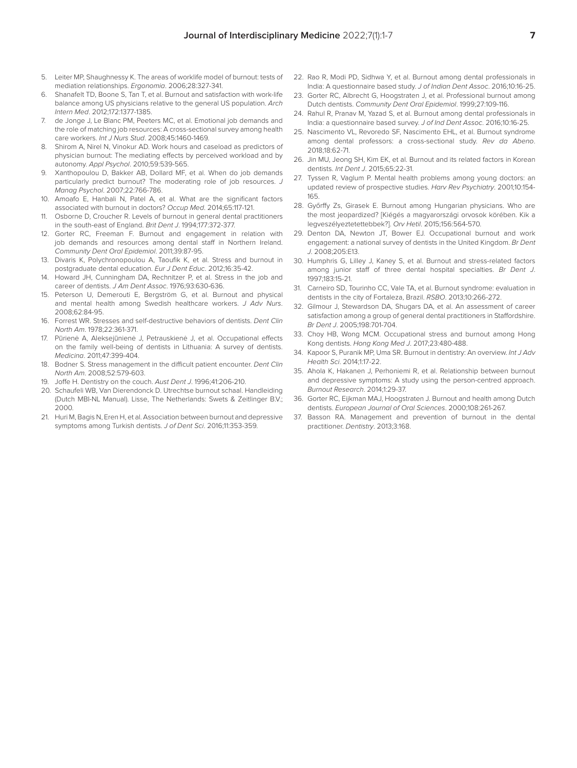5. Leiter MP, Shaughnessy K. The areas of worklife model of burnout: tests of mediation relationships. *Ergonomia*. 2006;28:327-341.
6. Shanafelt TD, Boone S, Tan T, et al. Burnout and satisfaction with work-life balance among US physicians relative to the general US population. *Arch Intern Med*. 2012;172:1377-1385.
7. de Jonge J, Le Blanc PM, Peeters MC, et al. Emotional job demands and the role of matching job resources: A cross-sectional survey among health care workers. *Int J Nurs Stud*. 2008;45:1460-1469.
8. Shirom A, Nirel N, Vinokur AD. Work hours and caseload as predictors of physician burnout: The mediating effects by perceived workload and by autonomy. *Appl Psychol*. 2010;59:539-565.
9. Xanthopoulou D, Bakker AB, Dollard MF, et al. When do job demands particularly predict burnout? The moderating role of job resources. *J Manag Psychol*. 2007;22:766-786.
10. Amoafo E, Hanbali N, Patel A, et al. What are the significant factors associated with burnout in doctors? *Occup Med*. 2014;65:117-121.
11. Osborne D, Croucher R. Levels of burnout in general dental practitioners in the south-east of England. *Brit Dent J*. 1994;177:372-377.
12. Gorter RC, Freeman F. Burnout and engagement in relation with job demands and resources among dental staff in Northern Ireland. *Community Dent Oral Epidemiol*. 2011;39:87-95.
13. Divaris K, Polychronopoulou A, Taoufik K, et al. Stress and burnout in postgraduate dental education. *Eur J Dent Educ*. 2012;16:35-42.
14. Howard JH, Cunningham DA, Rechnitzer P, et al. Stress in the job and career of dentists. *J Am Dent Assoc*. 1976;93:630-636.
15. Peterson U, Demerouti E, Bergström G, et al. Burnout and physical and mental health among Swedish healthcare workers. *J Adv Nurs*. 2008;62:84-95.
16. Forrest WR. Stresses and self-destructive behaviors of dentists. *Dent Clin North Am*. 1978;22:361-371.
17. Pūrienė A, Aleksejūnienė J, Petrauskienė J, et al. Occupational effects on the family well-being of dentists in Lithuania: A survey of dentists. *Medicina*. 2011;47:399-404.
18. Bodner S. Stress management in the difficult patient encounter. *Dent Clin North Am*. 2008;52:579-603.
19. Joffe H. Dentistry on the couch. *Aust Dent J*. 1996;41:206-210.
20. Schaufeli WB, Van Dierendonck D. Utrechtse burnout schaal. Handleiding (Dutch MBI-NL Manual). Lisse, The Netherlands: Swets & Zeitlinger B.V.; 2000.
21. Huri M, Bagis N, Eren H, et al. Association between burnout and depressive symptoms among Turkish dentists. *J of Dent Sci*. 2016;11:353-359.
22. Rao R, Modi PD, Sidhwa Y, et al. Burnout among dental professionals in India: A questionnaire based study. *J of Indian Dent Assoc*. 2016;10:16-25.
23. Gorter RC, Albrecht G, Hoogstraten J, et al. Professional burnout among Dutch dentists. *Community Dent Oral Epidemiol*. 1999;27:109-116.
24. Rahul R, Pranav M, Yazad S, et al. Burnout among dental professionals in India: a questionnaire based survey. *J of Ind Dent Assoc*. 2016;10:16-25.
25. Nascimento VL, Revoredo SF, Nascimento EHL, et al. Burnout syndrome among dental professors: a cross-sectional study. *Rev da Abeno*. 2018;18:62-71.
26. Jin MU, Jeong SH, Kim EK, et al. Burnout and its related factors in Korean dentists. *Int Dent J*. 2015;65:22-31.
27. Tyssen R, Vaglum P. Mental health problems among young doctors: an updated review of prospective studies. *Harv Rev Psychiatry*. 2001;10:154-165.
28. Győrffy Zs, Girasek E. Burnout among Hungarian physicians. Who are the most jeopardized? [Kiégés a magyarországi orvosok körében. Kik a legveszélyeztetettebbek?]. *Orv Hetil*. 2015;156:564-570.
29. Denton DA, Newton JT, Bower EJ. Occupational burnout and work engagement: a national survey of dentists in the United Kingdom. *Br Dent J*. 2008;205:E13.
30. Humphris G, Lilley J, Kaney S, et al. Burnout and stress-related factors among junior staff of three dental hospital specialties. *Br Dent J*. 1997;183:15-21.
31. Carneiro SD, Tourinho CC, Vale TA, et al. Burnout syndrome: evaluation in dentists in the city of Fortaleza, Brazil. *RSBO*. 2013;10:266-272.
32. Gilmour J, Stewardson DA, Shugars DA, et al. An assessment of career satisfaction among a group of general dental practitioners in Staffordshire. *Br Dent J*. 2005;198:701-704.
33. Choy HB, Wong MCM. Occupational stress and burnout among Hong Kong dentists. *Hong Kong Med J*. 2017;23:480-488.
34. Kapoor S, Puranik MP, Uma SR. Burnout in dentistry: An overview. *Int J Adv Health Sci*. 2014;1:17-22.
35. Ahola K, Hakanen J, Perhoniemi R, et al. Relationship between burnout and depressive symptoms: A study using the person-centred approach. *Burnout Research*. 2014;1:29-37.
36. Gorter RC, Eijkman MAJ, Hoogstraten J. Burnout and health among Dutch dentists. *European Journal of Oral Sciences*. 2000;108:261-267.
37. Basson RA. Management and prevention of burnout in the dental practitioner. *Dentistry*. 2013;3:168.